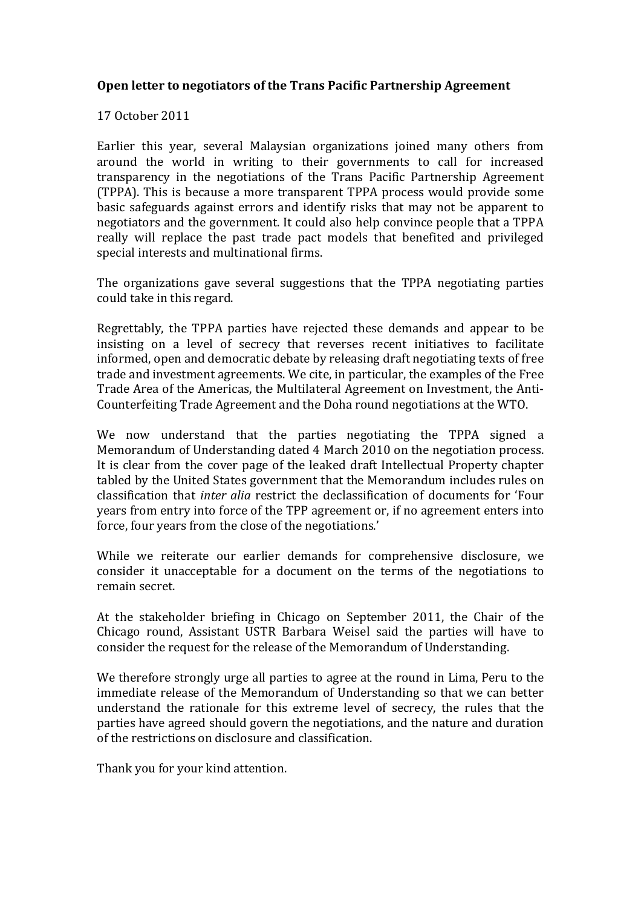**Open letter to negotiators of the Trans Pacific Partnership Agreement**

17 October 2011

Earlier this year, several Malaysian organizations joined many others from around the world in writing to their governments to call for increased transparency in the negotiations of the Trans Pacific Partnership Agreement (TPPA). This is because a more transparent TPPA process would provide some basic safeguards against errors and identify risks that may not be apparent to negotiators and the government. It could also help convince people that a TPPA really will replace the past trade pact models that benefited and privileged special interests and multinational firms.

The organizations gave several suggestions that the TPPA negotiating parties could take in this regard.

Regrettably, the TPPA parties have rejected these demands and appear to be insisting on a level of secrecy that reverses recent initiatives to facilitate informed, open and democratic debate by releasing draft negotiating texts of free trade and investment agreements. We cite, in particular, the examples of the Free Trade Area of the Americas, the Multilateral Agreement on Investment, the Anti-Counterfeiting Trade Agreement and the Doha round negotiations at the WTO.

We now understand that the parties negotiating the TPPA signed a Memorandum of Understanding dated 4 March 2010 on the negotiation process. It is clear from the cover page of the leaked draft Intellectual Property chapter tabled by the United States government that the Memorandum includes rules on classification that *inter alia* restrict the declassification of documents for 'Four years from entry into force of the TPP agreement or, if no agreement enters into force, four years from the close of the negotiations.'

While we reiterate our earlier demands for comprehensive disclosure, we consider it unacceptable for a document on the terms of the negotiations to remain secret.

At the stakeholder briefing in Chicago on September 2011, the Chair of the Chicago round, Assistant USTR Barbara Weisel said the parties will have to consider the request for the release of the Memorandum of Understanding.

We therefore strongly urge all parties to agree at the round in Lima, Peru to the immediate release of the Memorandum of Understanding so that we can better understand the rationale for this extreme level of secrecy, the rules that the parties have agreed should govern the negotiations, and the nature and duration of the restrictions on disclosure and classification.

Thank you for your kind attention.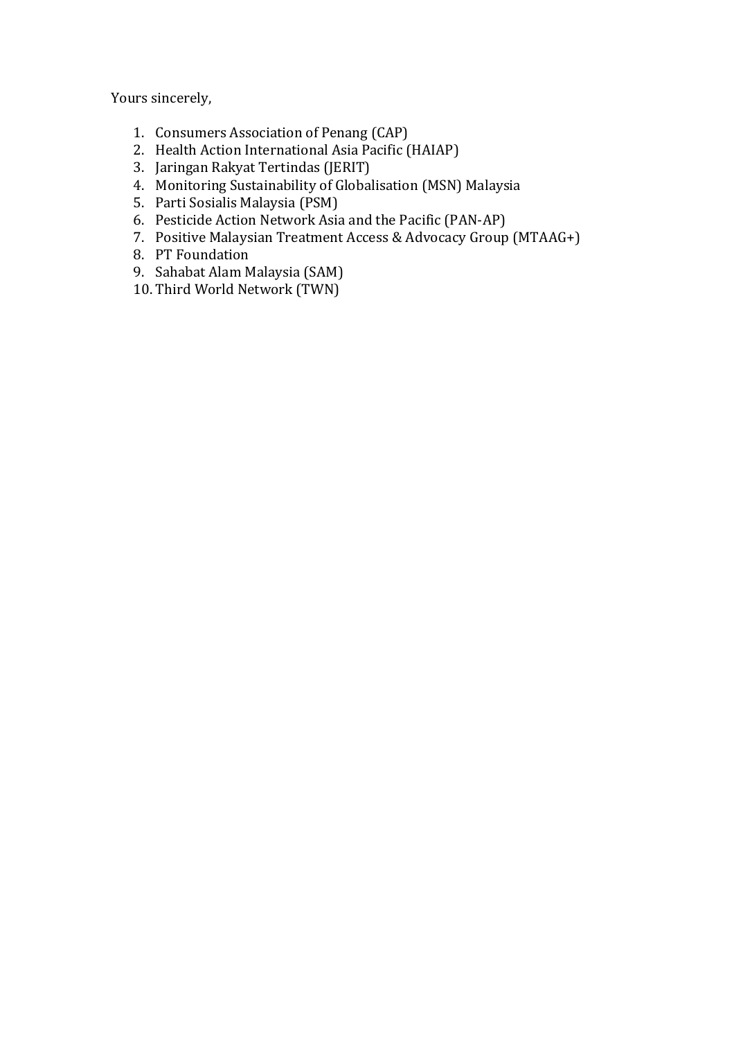Yours sincerely,

1. Consumers Association of Penang (CAP)
2. Health Action International Asia Pacific (HAIAP)
3. Jaringan Rakyat Tertindas (JERIT)
4. Monitoring Sustainability of Globalisation (MSN) Malaysia
5. Parti Sosialis Malaysia (PSM)
6. Pesticide Action Network Asia and the Pacific (PAN-AP)
7. Positive Malaysian Treatment Access & Advocacy Group (MTAAG+)
8. PT Foundation
9. Sahabat Alam Malaysia (SAM)
10. Third World Network (TWN)